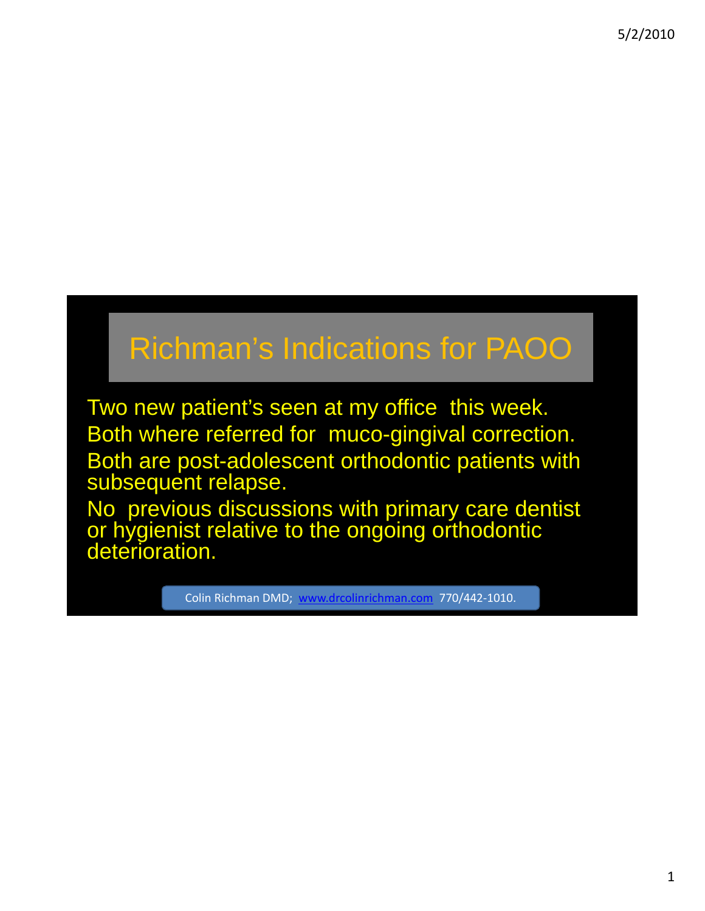# Richman's Indications for PAOO

Two new patient's seen at my office this week.

Both where referred for muco-gingival correction.

Both are post-adolescent orthodontic patients with subsequent relapse.

No previous discussions with primary care dentist or hygienist relative to the ongoing orthodontic deterioration.

Colin Richman DMD; www.drcolinrichman.com 770/442-1010.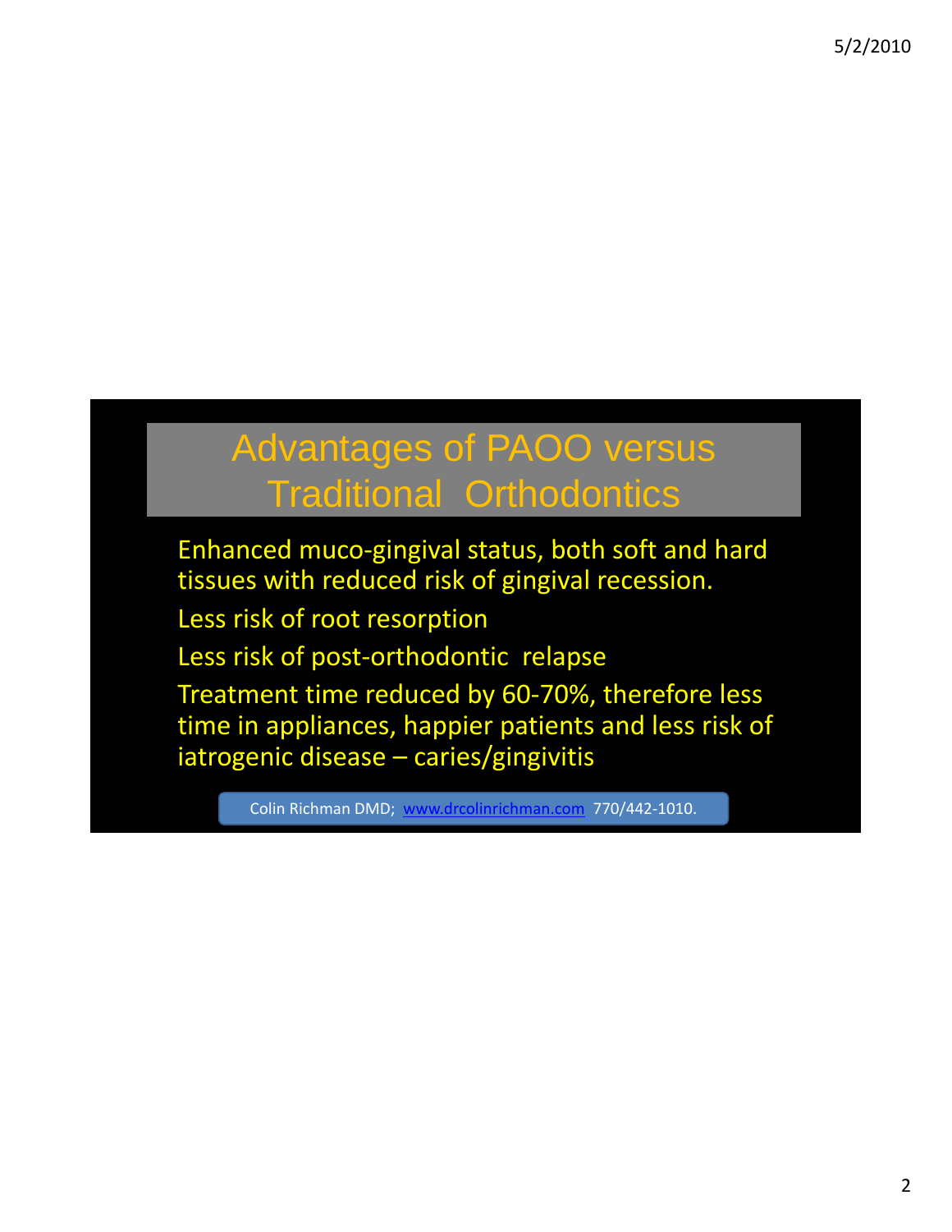# Advantages of PAOO versus Traditional Orthodontics

Enhanced muco-gingival status, both soft and hard tissues with reduced risk of gingival recession.

Less risk of root resorption

Less risk of post-orthodontic relapse

Treatment time reduced by 60-70%, therefore less time in appliances, happier patients and less risk of iatrogenic disease – caries/gingivitis

Colin Richman DMD; www.drcolinrichman.com 770/442-1010.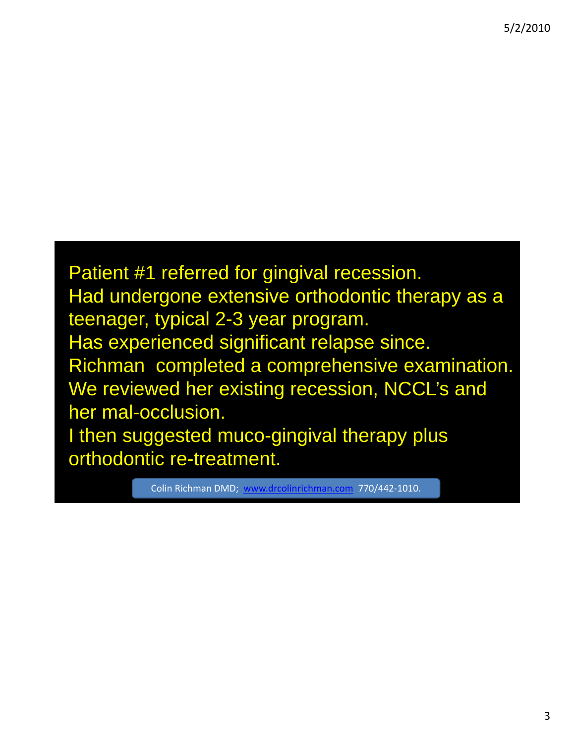Patient #1 referred for gingival recession.
Had undergone extensive orthodontic therapy as a teenager, typical 2-3 year program.
Has experienced significant relapse since.
Richman completed a comprehensive examination.
We reviewed her existing recession, NCCL's and her mal-occlusion.
I then suggested muco-gingival therapy plus orthodontic re-treatment.

Colin Richman DMD; [www.drcolinrichman.com](http://www.drcolinrichman.com) 770/442-1010.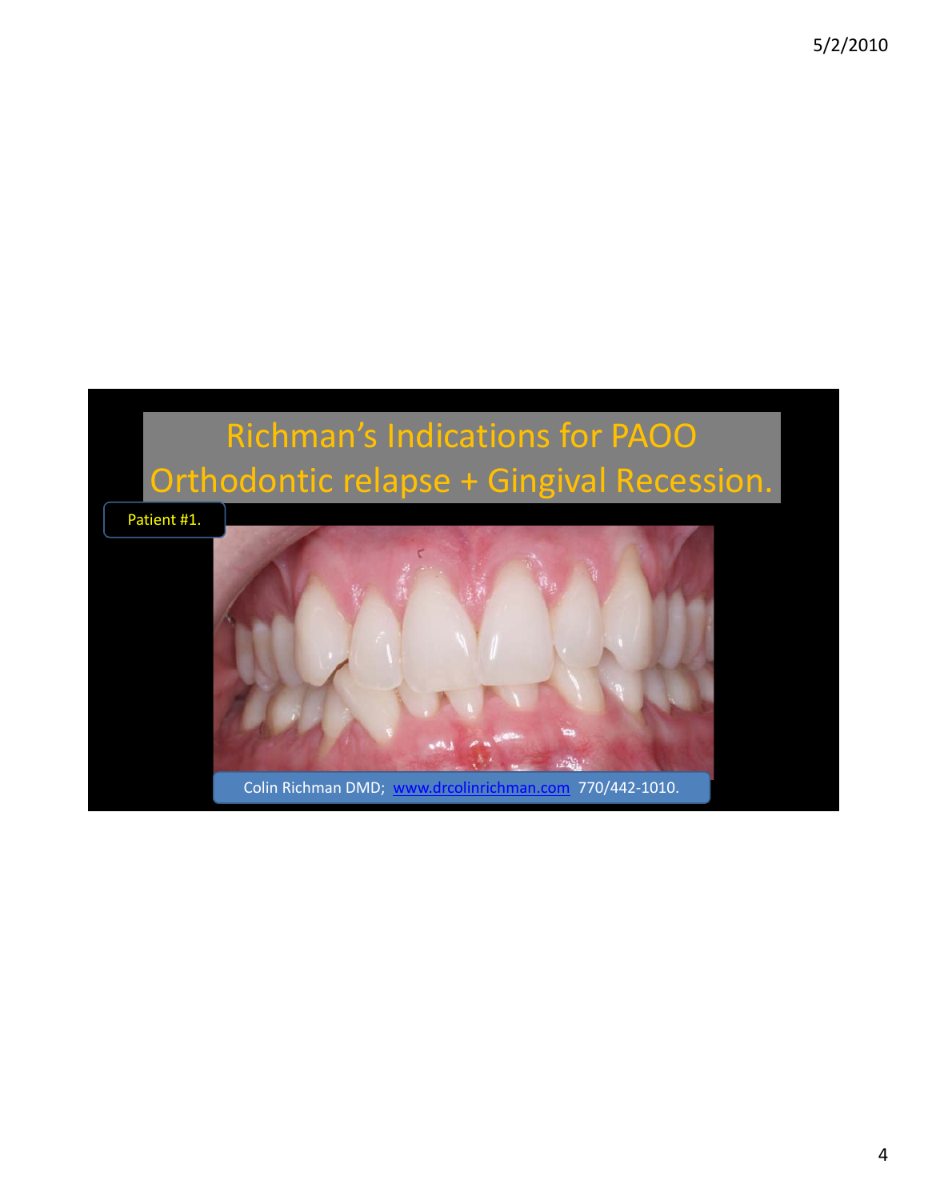# Richman's Indications for PAOO
## Orthodontic relapse + Gingival Recession.

Patient #1.

Colin Richman DMD; www.drcolinrichman.com 770/442-1010.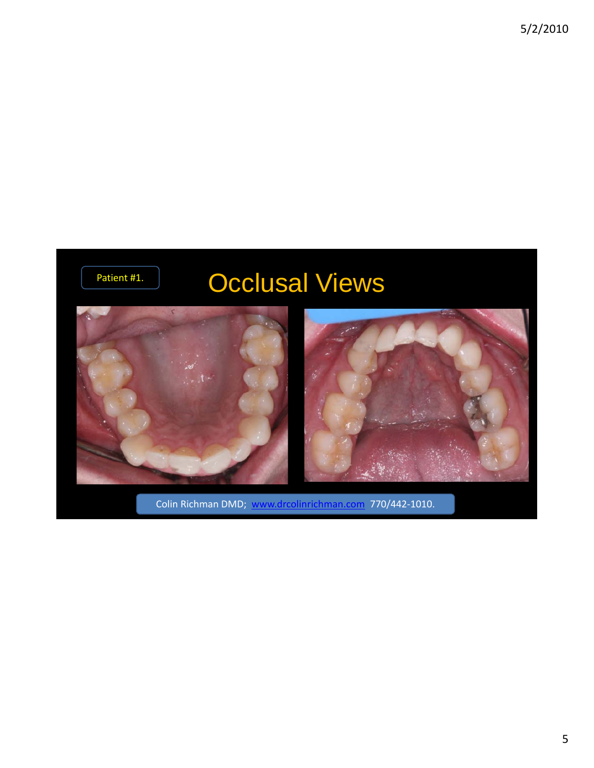Patient #1.

# Occlusal Views

Colin Richman DMD; www.drcolinrichman.com 770/442-1010.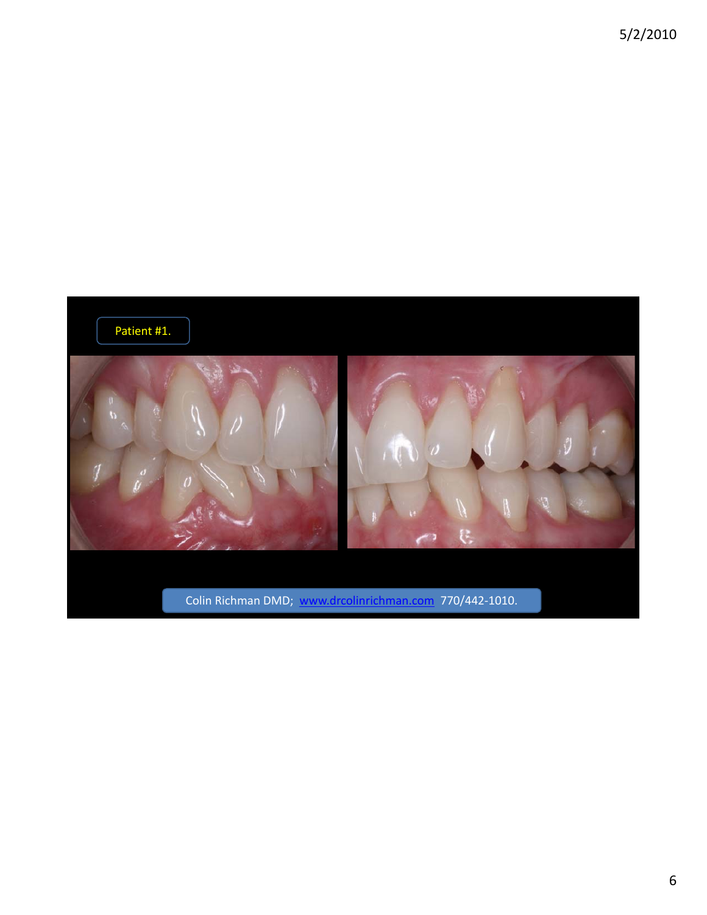Patient #1.

Colin Richman DMD; www.drcolinrichman.com 770/442-1010.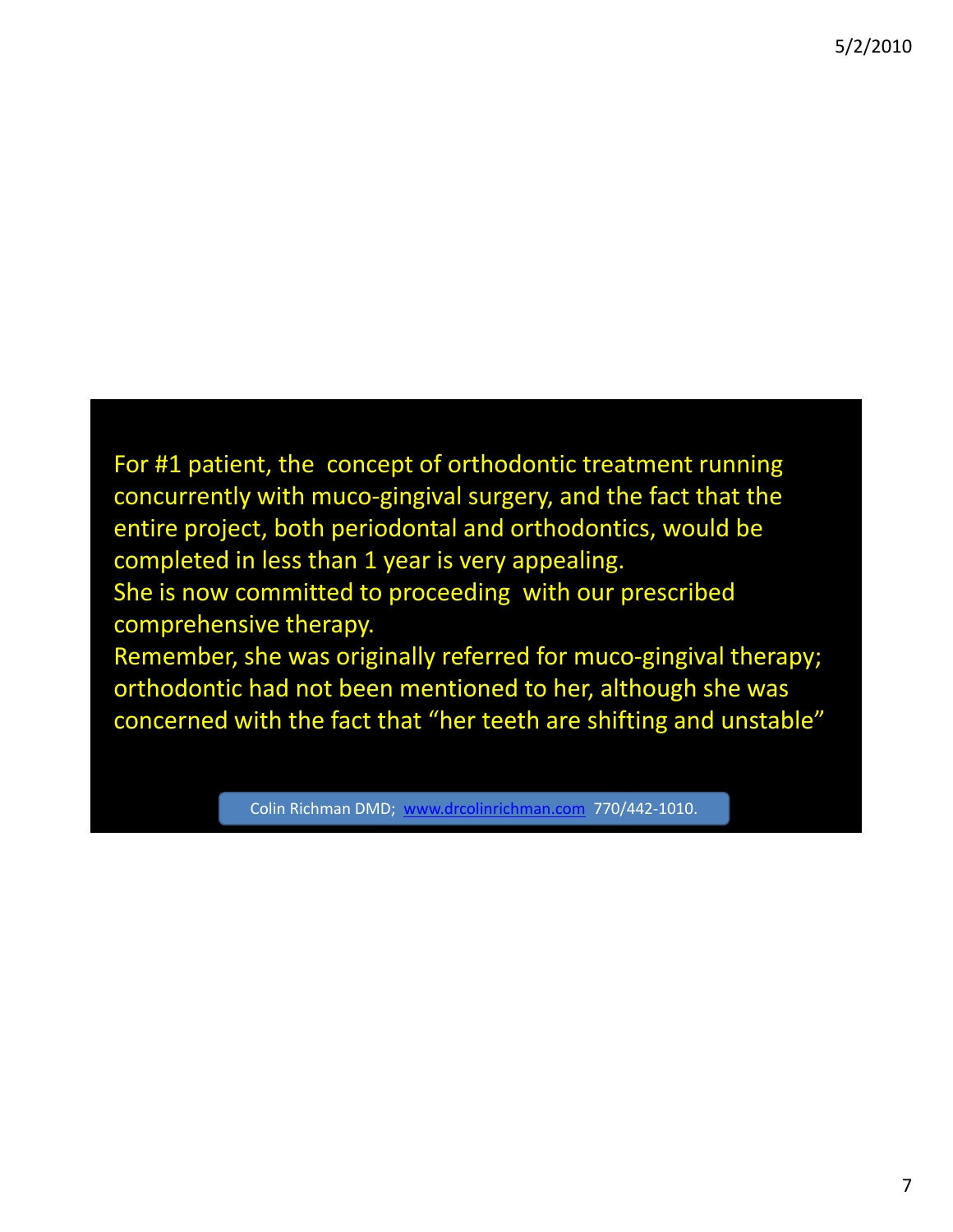For #1 patient, the  concept of orthodontic treatment running concurrently with muco-gingival surgery, and the fact that the entire project, both periodontal and orthodontics, would be completed in less than 1 year is very appealing.

She is now committed to proceeding  with our prescribed comprehensive therapy.

Remember, she was originally referred for muco-gingival therapy; orthodontic had not been mentioned to her, although she was concerned with the fact that "her teeth are shifting and unstable"

Colin Richman DMD;  www.drcolinrichman.com  770/442-1010.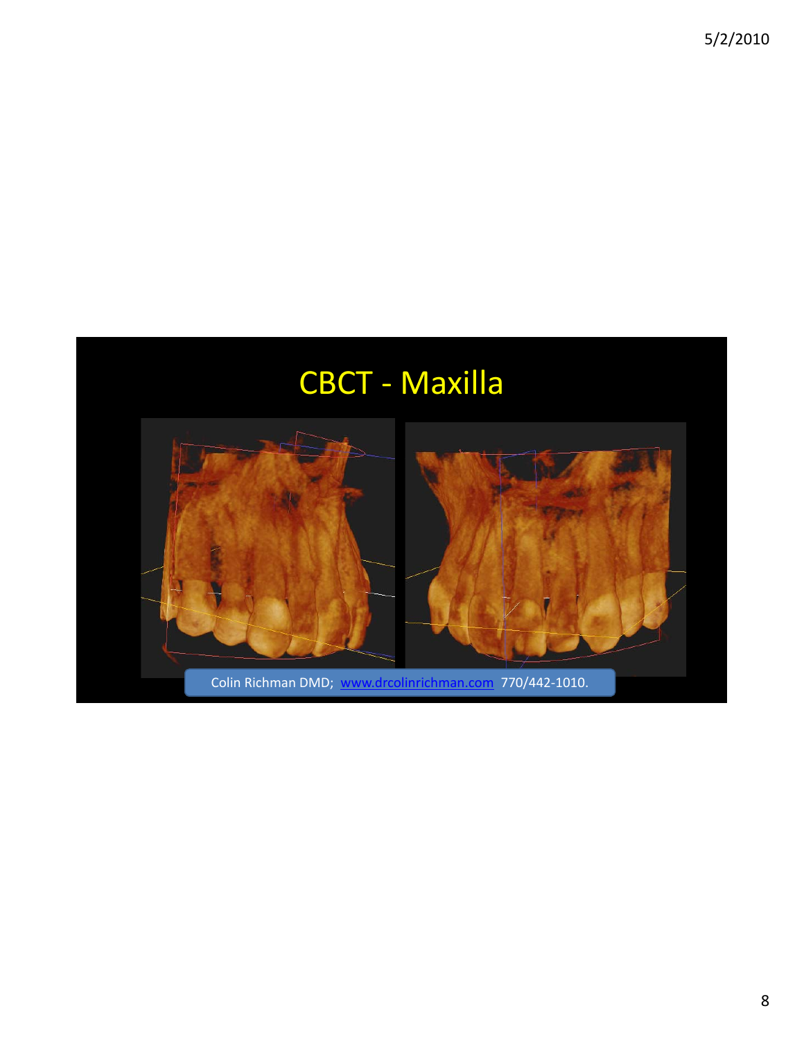# CBCT - Maxilla

Colin Richman DMD; www.drcolinrichman.com 770/442-1010.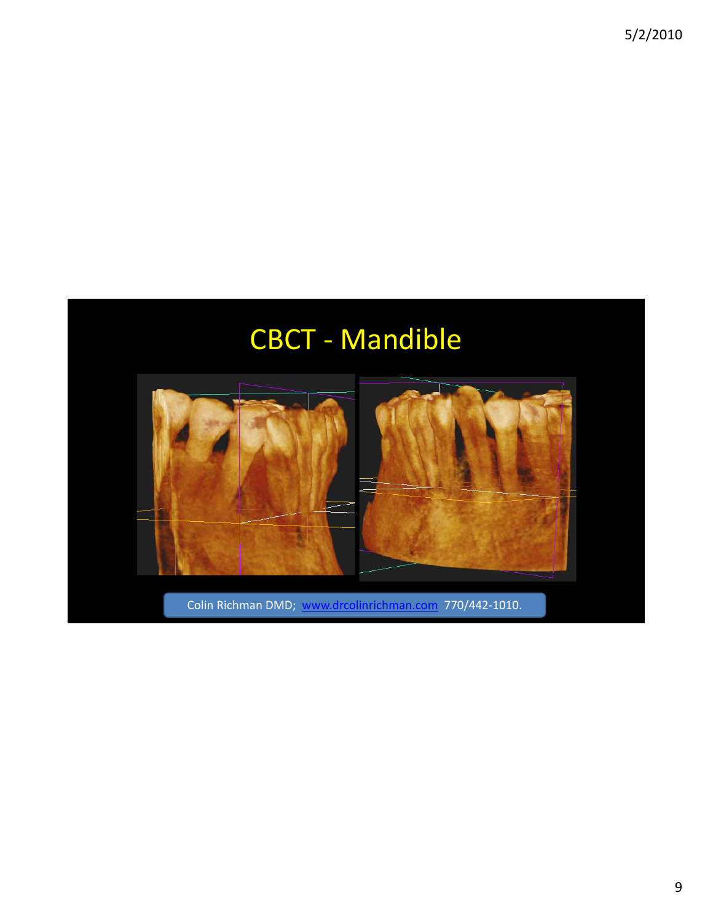# CBCT - Mandible

Colin Richman DMD; [www.drcolinrichman.com](http://www.drcolinrichman.com) 770/442-1010.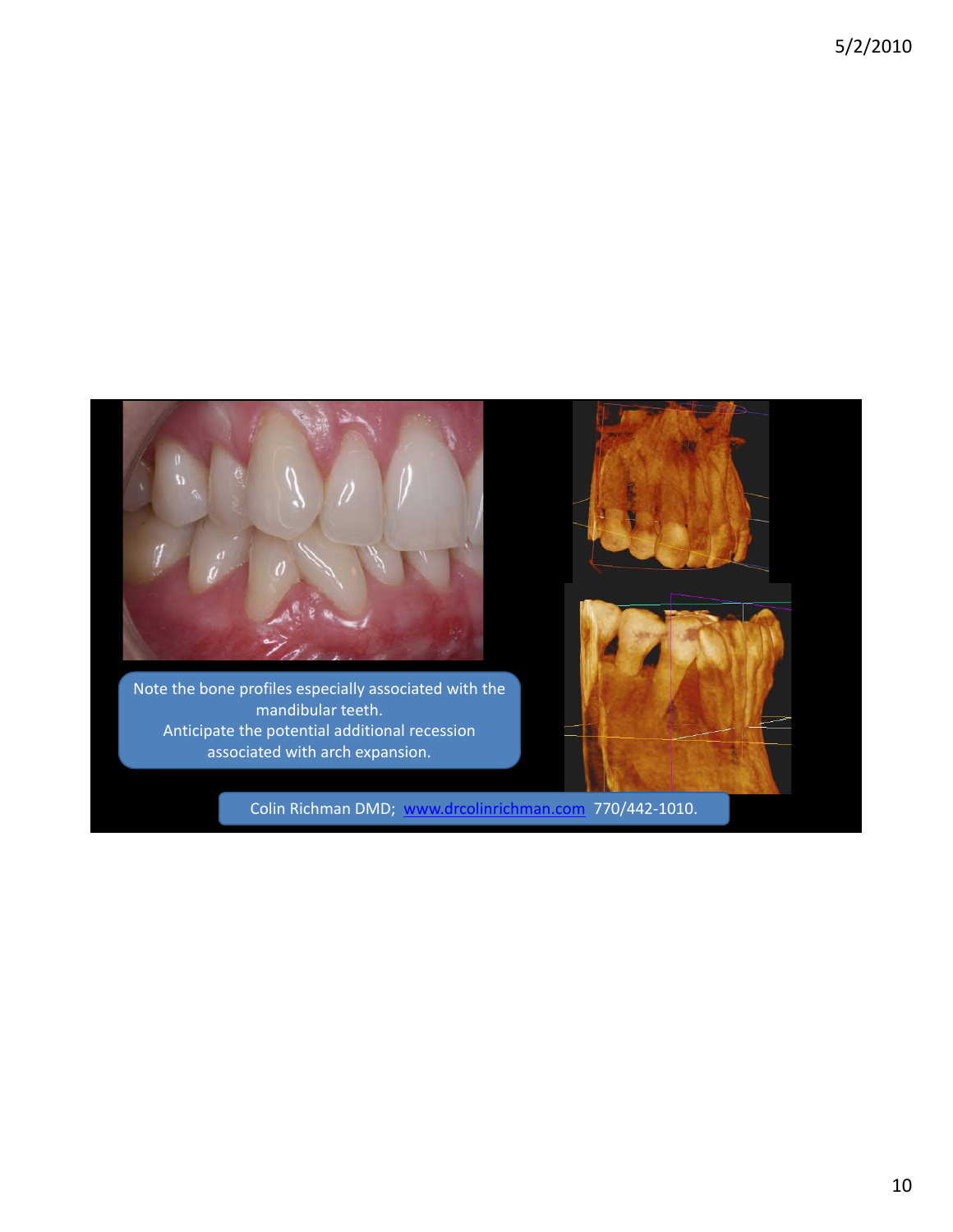Note the bone profiles especially associated with the mandibular teeth.
Anticipate the potential additional recession associated with arch expansion.

Colin Richman DMD; www.drcolinrichman.com 770/442-1010.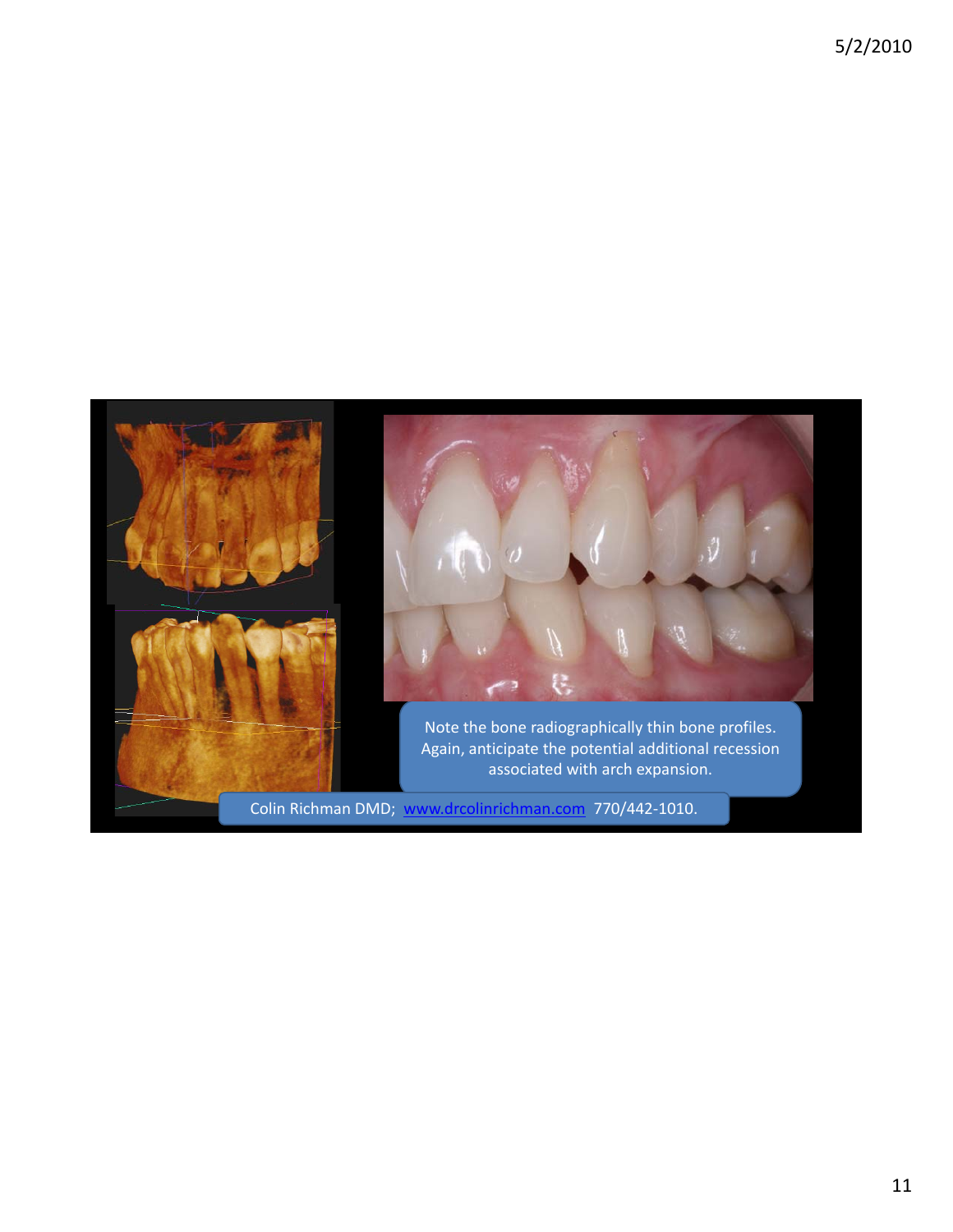Note the bone radiographically thin bone profiles. Again, anticipate the potential additional recession associated with arch expansion.

Colin Richman DMD; www.drcolinrichman.com 770/442-1010.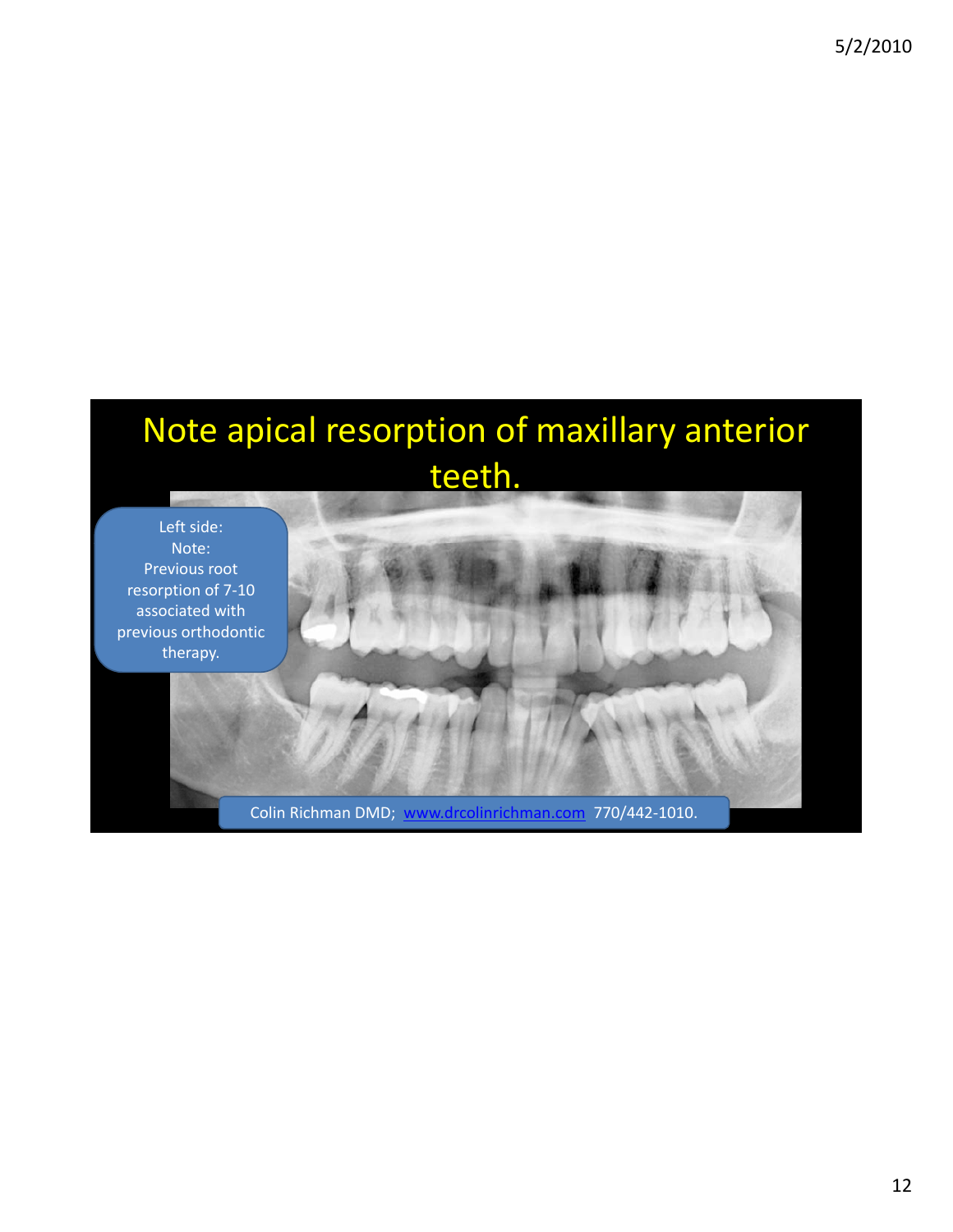# Note apical resorption of maxillary anterior teeth.

Left side:
Note:
Previous root resorption of 7-10 associated with previous orthodontic therapy.

Colin Richman DMD; www.drcolinrichman.com 770/442-1010.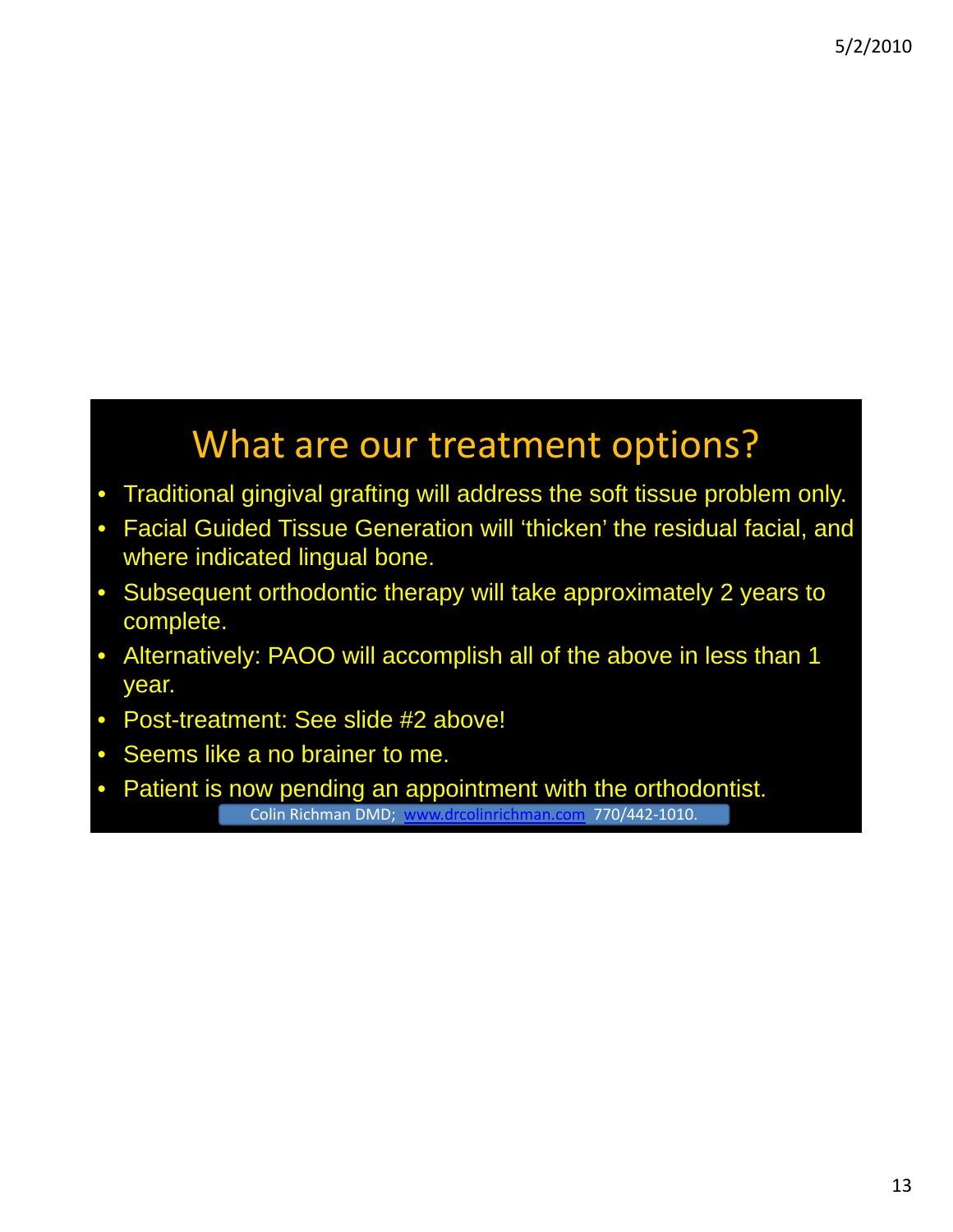# What are our treatment options?

- Traditional gingival grafting will address the soft tissue problem only.
- Facial Guided Tissue Generation will 'thicken' the residual facial, and where indicated lingual bone.
- Subsequent orthodontic therapy will take approximately 2 years to complete.
- Alternatively: PAOO will accomplish all of the above in less than 1 year.
- Post-treatment: See slide #2 above!
- Seems like a no brainer to me.
- Patient is now pending an appointment with the orthodontist.

Colin Richman DMD; www.drcolinrichman.com 770/442-1010.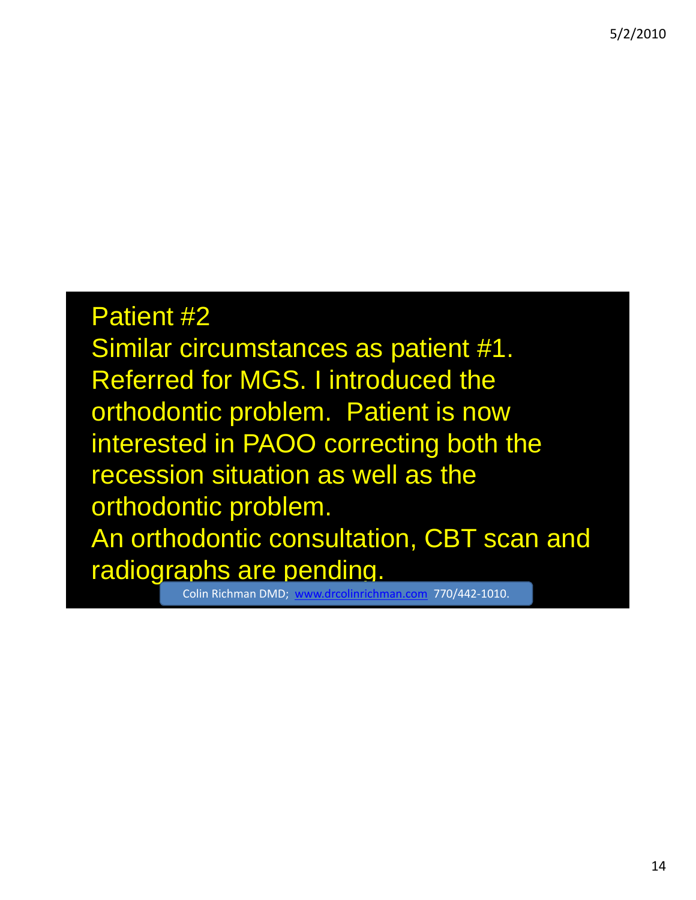Patient #2

Similar circumstances as patient #1. Referred for MGS. I introduced the orthodontic problem. Patient is now interested in PAOO correcting both the recession situation as well as the orthodontic problem.

An orthodontic consultation, CBT scan and radiographs are pending.

Colin Richman DMD; www.drcolinrichman.com 770/442-1010.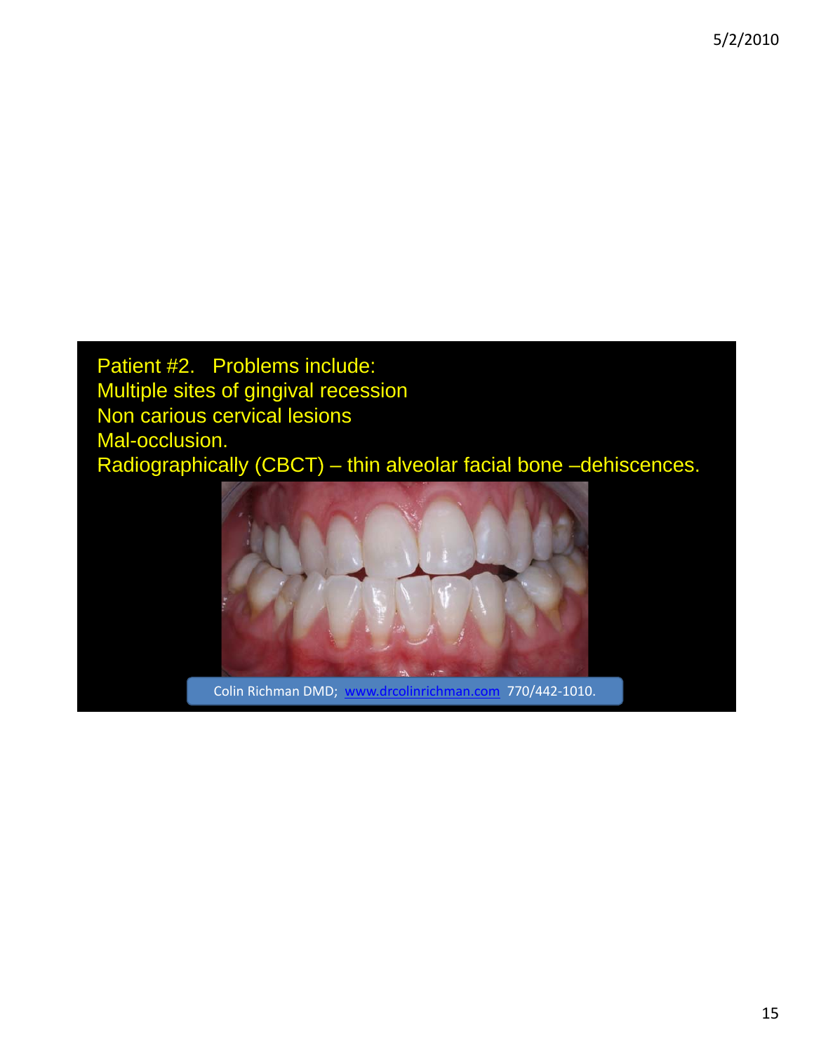Patient #2. Problems include:
Multiple sites of gingival recession
Non carious cervical lesions
Mal-occlusion.
Radiographically (CBCT) – thin alveolar facial bone –dehiscences.

Colin Richman DMD; www.drcolinrichman.com 770/442-1010.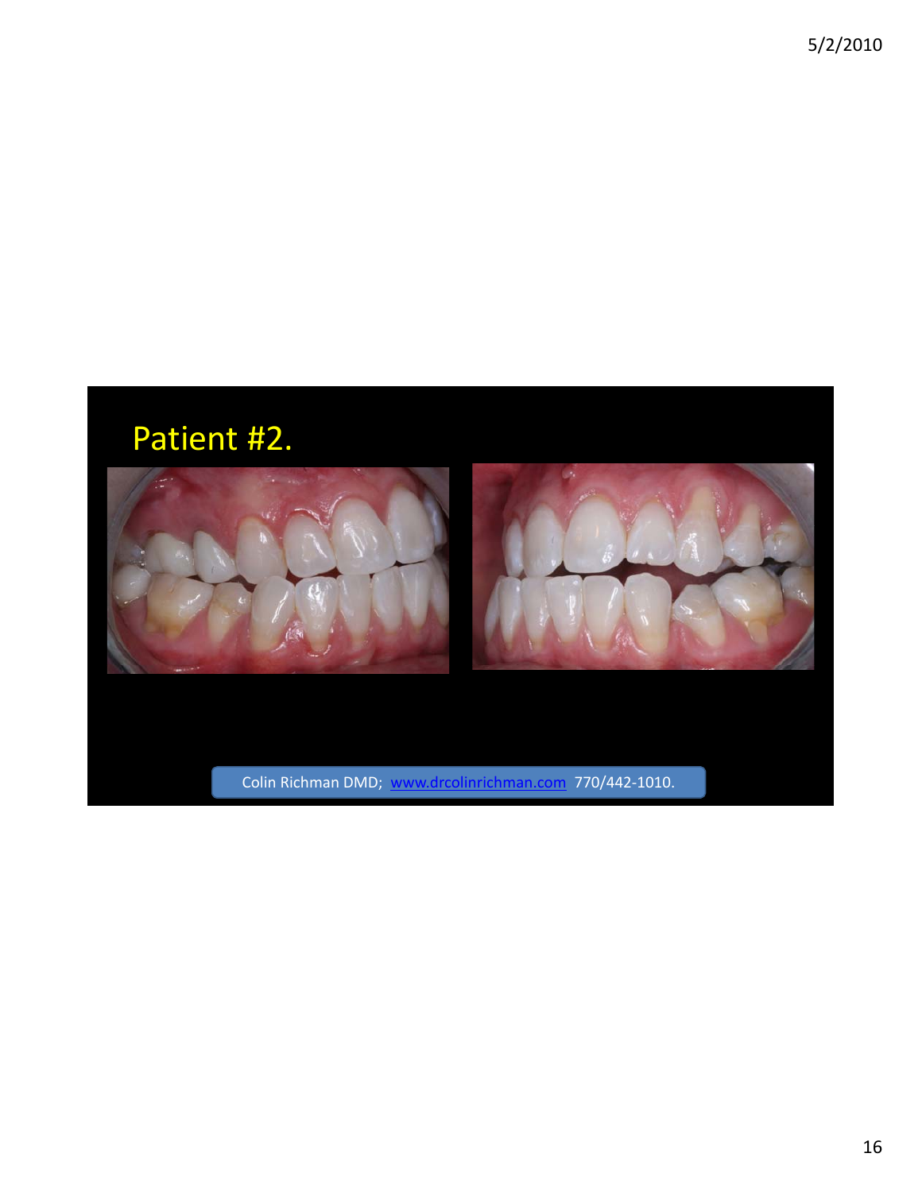# Patient #2.

Colin Richman DMD; www.drcolinrichman.com 770/442-1010.